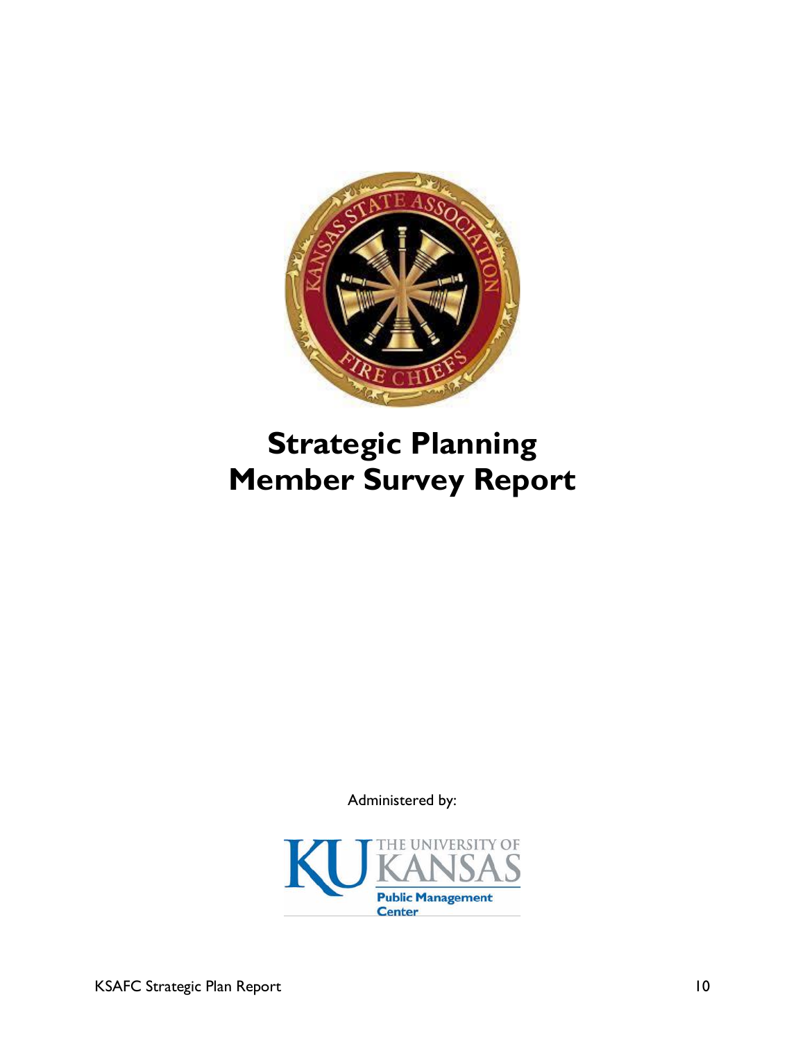# Strategic Planning
# Member Survey Report

Administered by: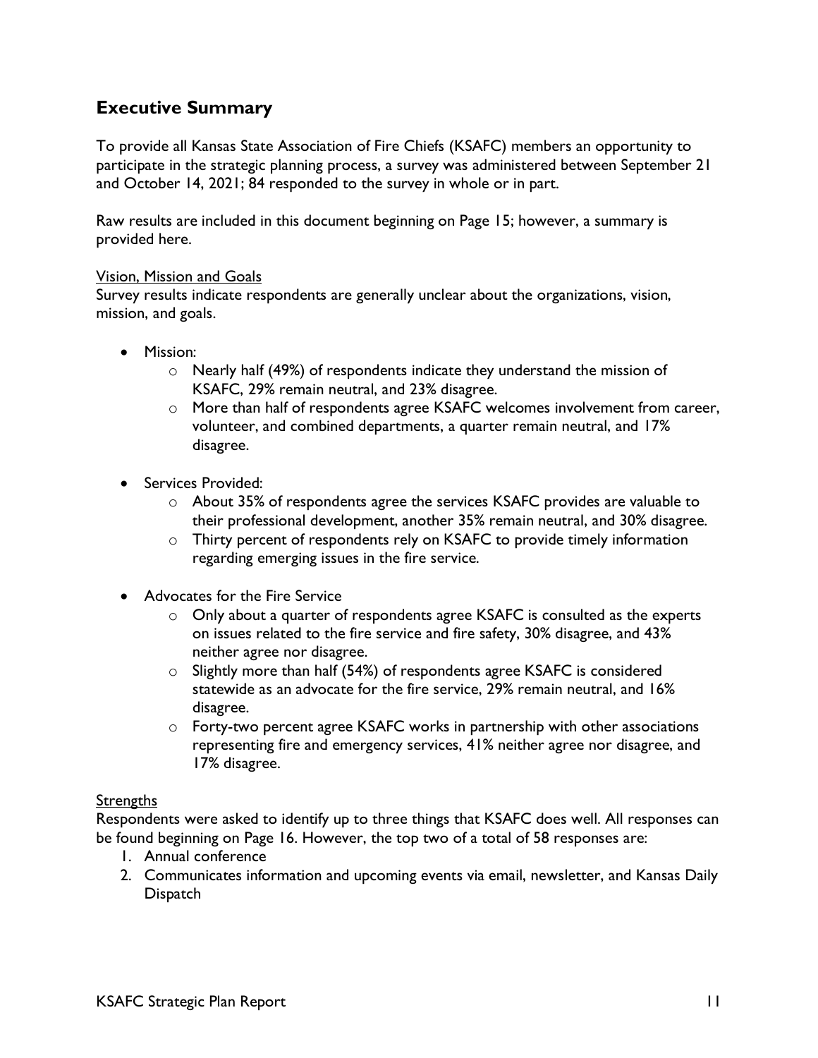## Executive Summary

To provide all Kansas State Association of Fire Chiefs (KSAFC) members an opportunity to participate in the strategic planning process, a survey was administered between September 21 and October 14, 2021; 84 responded to the survey in whole or in part.

Raw results are included in this document beginning on Page 15; however, a summary is provided here.

Vision, Mission and Goals

Survey results indicate respondents are generally unclear about the organizations, vision, mission, and goals.

- Mission:
  - Nearly half (49%) of respondents indicate they understand the mission of KSAFC, 29% remain neutral, and 23% disagree.
  - More than half of respondents agree KSAFC welcomes involvement from career, volunteer, and combined departments, a quarter remain neutral, and 17% disagree.
- Services Provided:
  - About 35% of respondents agree the services KSAFC provides are valuable to their professional development, another 35% remain neutral, and 30% disagree.
  - Thirty percent of respondents rely on KSAFC to provide timely information regarding emerging issues in the fire service.
- Advocates for the Fire Service
  - Only about a quarter of respondents agree KSAFC is consulted as the experts on issues related to the fire service and fire safety, 30% disagree, and 43% neither agree nor disagree.
  - Slightly more than half (54%) of respondents agree KSAFC is considered statewide as an advocate for the fire service, 29% remain neutral, and 16% disagree.
  - Forty-two percent agree KSAFC works in partnership with other associations representing fire and emergency services, 41% neither agree nor disagree, and 17% disagree.

Strengths

Respondents were asked to identify up to three things that KSAFC does well. All responses can be found beginning on Page 16. However, the top two of a total of 58 responses are:

1. Annual conference
2. Communicates information and upcoming events via email, newsletter, and Kansas Daily Dispatch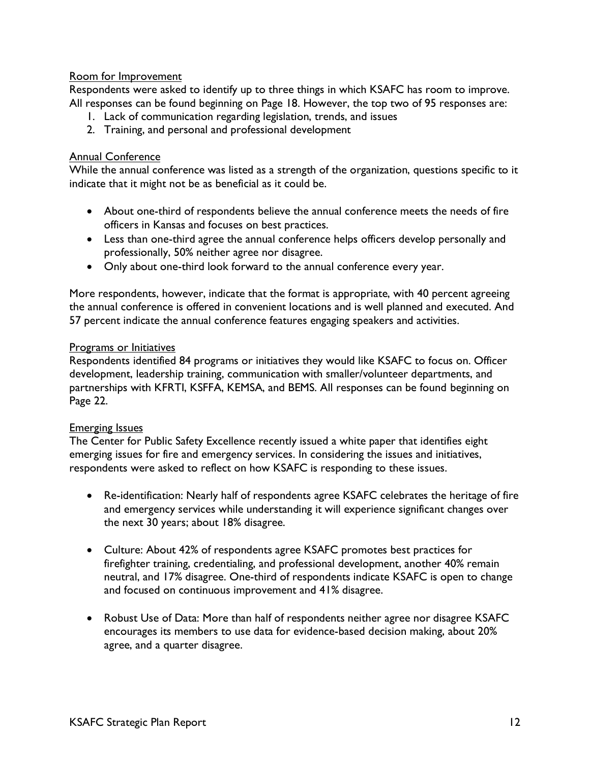## Room for Improvement

Respondents were asked to identify up to three things in which KSAFC has room to improve. All responses can be found beginning on Page 18. However, the top two of 95 responses are:

1. Lack of communication regarding legislation, trends, and issues
2. Training, and personal and professional development

## Annual Conference

While the annual conference was listed as a strength of the organization, questions specific to it indicate that it might not be as beneficial as it could be.

- About one-third of respondents believe the annual conference meets the needs of fire officers in Kansas and focuses on best practices.
- Less than one-third agree the annual conference helps officers develop personally and professionally, 50% neither agree nor disagree.
- Only about one-third look forward to the annual conference every year.

More respondents, however, indicate that the format is appropriate, with 40 percent agreeing the annual conference is offered in convenient locations and is well planned and executed. And 57 percent indicate the annual conference features engaging speakers and activities.

## Programs or Initiatives

Respondents identified 84 programs or initiatives they would like KSAFC to focus on. Officer development, leadership training, communication with smaller/volunteer departments, and partnerships with KFRTI, KSFFA, KEMSA, and BEMS. All responses can be found beginning on Page 22.

## Emerging Issues

The Center for Public Safety Excellence recently issued a white paper that identifies eight emerging issues for fire and emergency services. In considering the issues and initiatives, respondents were asked to reflect on how KSAFC is responding to these issues.

- Re-identification: Nearly half of respondents agree KSAFC celebrates the heritage of fire and emergency services while understanding it will experience significant changes over the next 30 years; about 18% disagree.

- Culture: About 42% of respondents agree KSAFC promotes best practices for firefighter training, credentialing, and professional development, another 40% remain neutral, and 17% disagree. One-third of respondents indicate KSAFC is open to change and focused on continuous improvement and 41% disagree.

- Robust Use of Data: More than half of respondents neither agree nor disagree KSAFC encourages its members to use data for evidence-based decision making, about 20% agree, and a quarter disagree.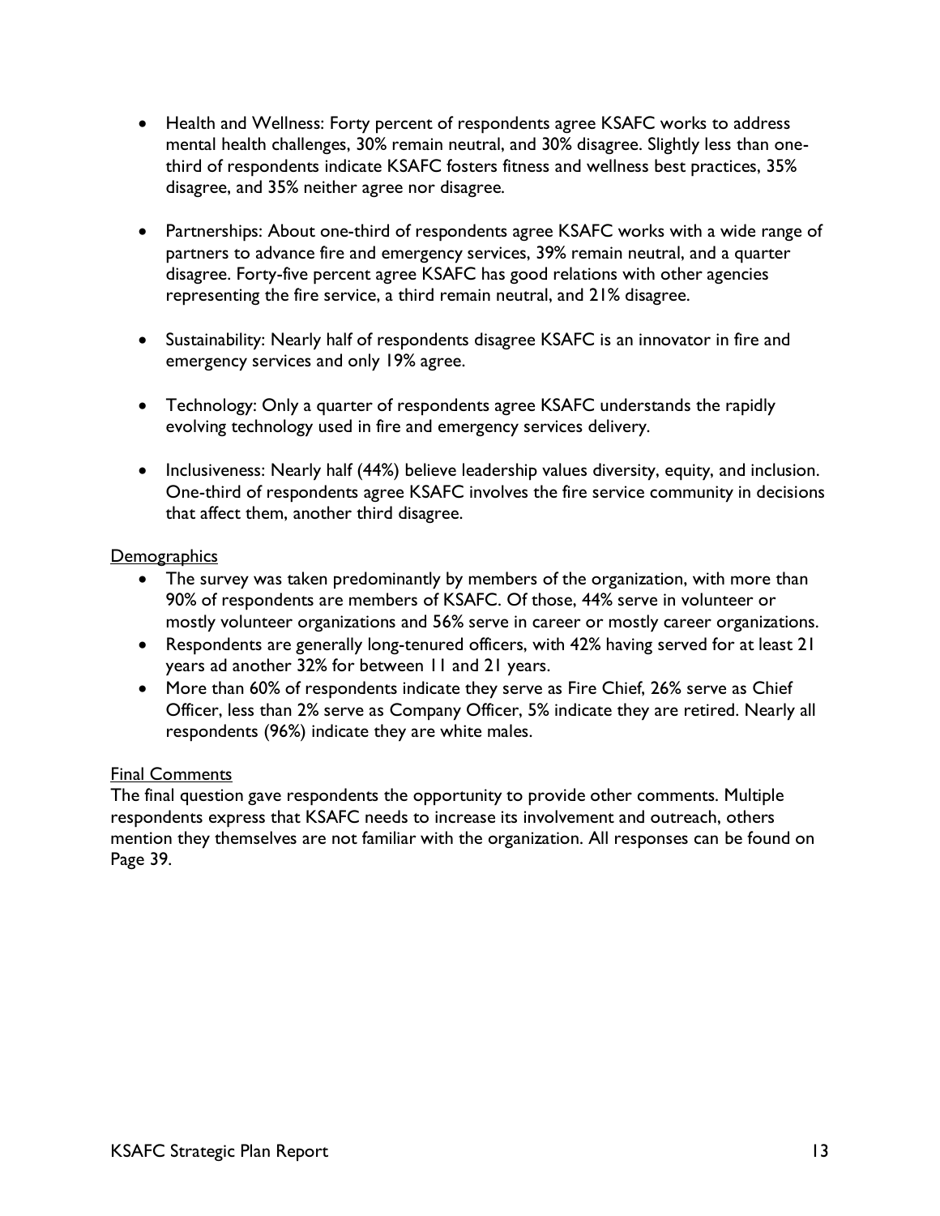- Health and Wellness: Forty percent of respondents agree KSAFC works to address mental health challenges, 30% remain neutral, and 30% disagree. Slightly less than one-third of respondents indicate KSAFC fosters fitness and wellness best practices, 35% disagree, and 35% neither agree nor disagree.

- Partnerships: About one-third of respondents agree KSAFC works with a wide range of partners to advance fire and emergency services, 39% remain neutral, and a quarter disagree. Forty-five percent agree KSAFC has good relations with other agencies representing the fire service, a third remain neutral, and 21% disagree.

- Sustainability: Nearly half of respondents disagree KSAFC is an innovator in fire and emergency services and only 19% agree.

- Technology: Only a quarter of respondents agree KSAFC understands the rapidly evolving technology used in fire and emergency services delivery.

- Inclusiveness: Nearly half (44%) believe leadership values diversity, equity, and inclusion. One-third of respondents agree KSAFC involves the fire service community in decisions that affect them, another third disagree.

Demographics

- The survey was taken predominantly by members of the organization, with more than 90% of respondents are members of KSAFC. Of those, 44% serve in volunteer or mostly volunteer organizations and 56% serve in career or mostly career organizations.
- Respondents are generally long-tenured officers, with 42% having served for at least 21 years ad another 32% for between 11 and 21 years.
- More than 60% of respondents indicate they serve as Fire Chief, 26% serve as Chief Officer, less than 2% serve as Company Officer, 5% indicate they are retired. Nearly all respondents (96%) indicate they are white males.

Final Comments

The final question gave respondents the opportunity to provide other comments. Multiple respondents express that KSAFC needs to increase its involvement and outreach, others mention they themselves are not familiar with the organization. All responses can be found on Page 39.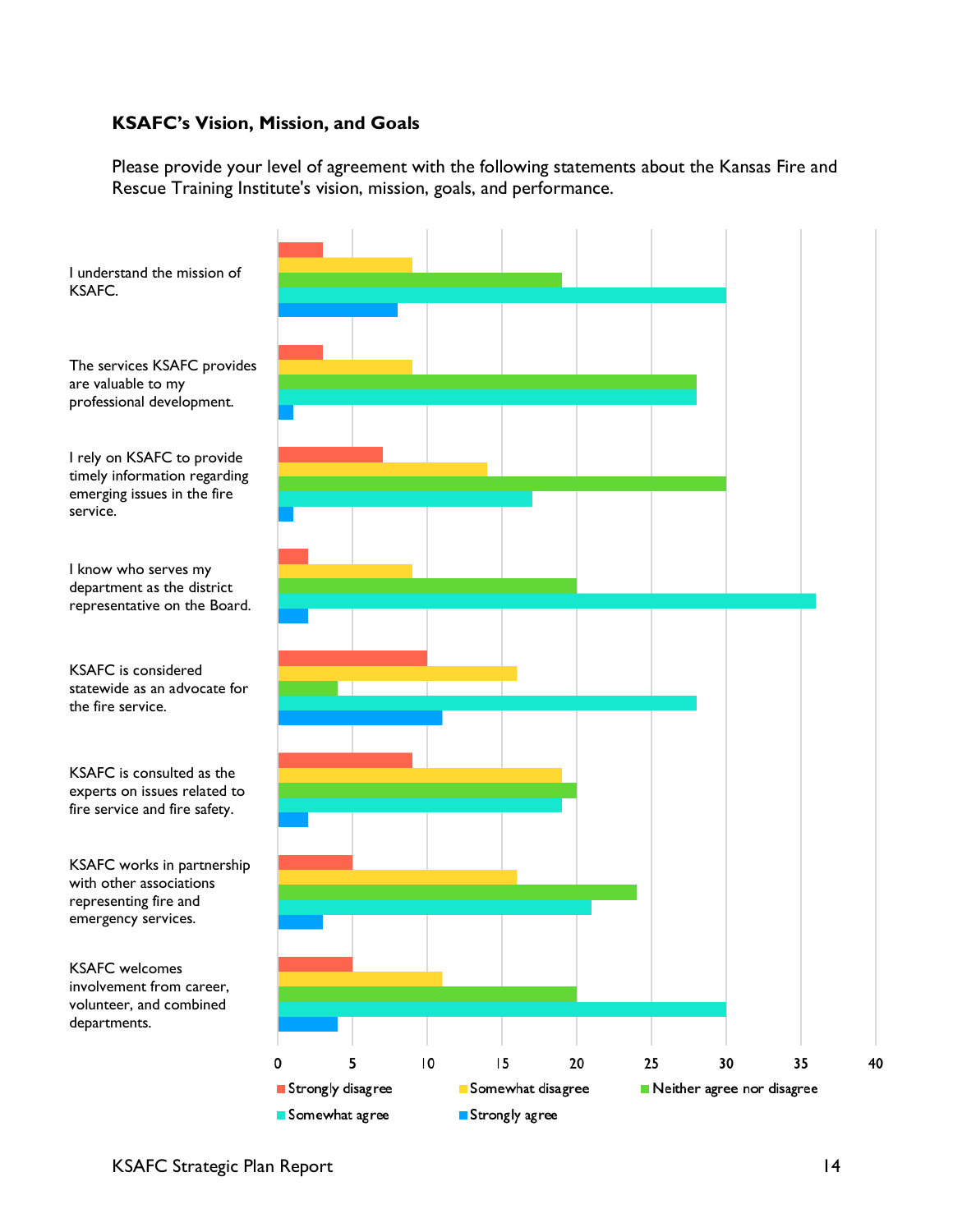### KSAFC's Vision, Mission, and Goals

Please provide your level of agreement with the following statements about the Kansas Fire and Rescue Training Institute's vision, mission, goals, and performance.

| Statement | Strongly disagree | Somewhat disagree | Neither agree nor disagree | Somewhat agree | Strongly agree |
|---|---|---|---|---|---|
| I understand the mission of KSAFC. | 3 | 9 | 19 | 30 | 8 |
| The services KSAFC provides are valuable to my professional development. | 3 | 9 | 28 | 28 | 1 |
| I rely on KSAFC to provide timely information regarding emerging issues in the fire service. | 7 | 14 | 30 | 17 | 1 |
| I know who serves my department as the district representative on the Board. | 2 | 9 | 20 | 36 | 2 |
| KSAFC is considered statewide as an advocate for the fire service. | 10 | 16 | 4 | 28 | 11 |
| KSAFC is consulted as the experts on issues related to fire service and fire safety. | 9 | 19 | 20 | 19 | 2 |
| KSAFC works in partnership with other associations representing fire and emergency services. | 5 | 16 | 24 | 21 | 3 |
| KSAFC welcomes involvement from career, volunteer, and combined departments. | 5 | 11 | 20 | 30 | 4 |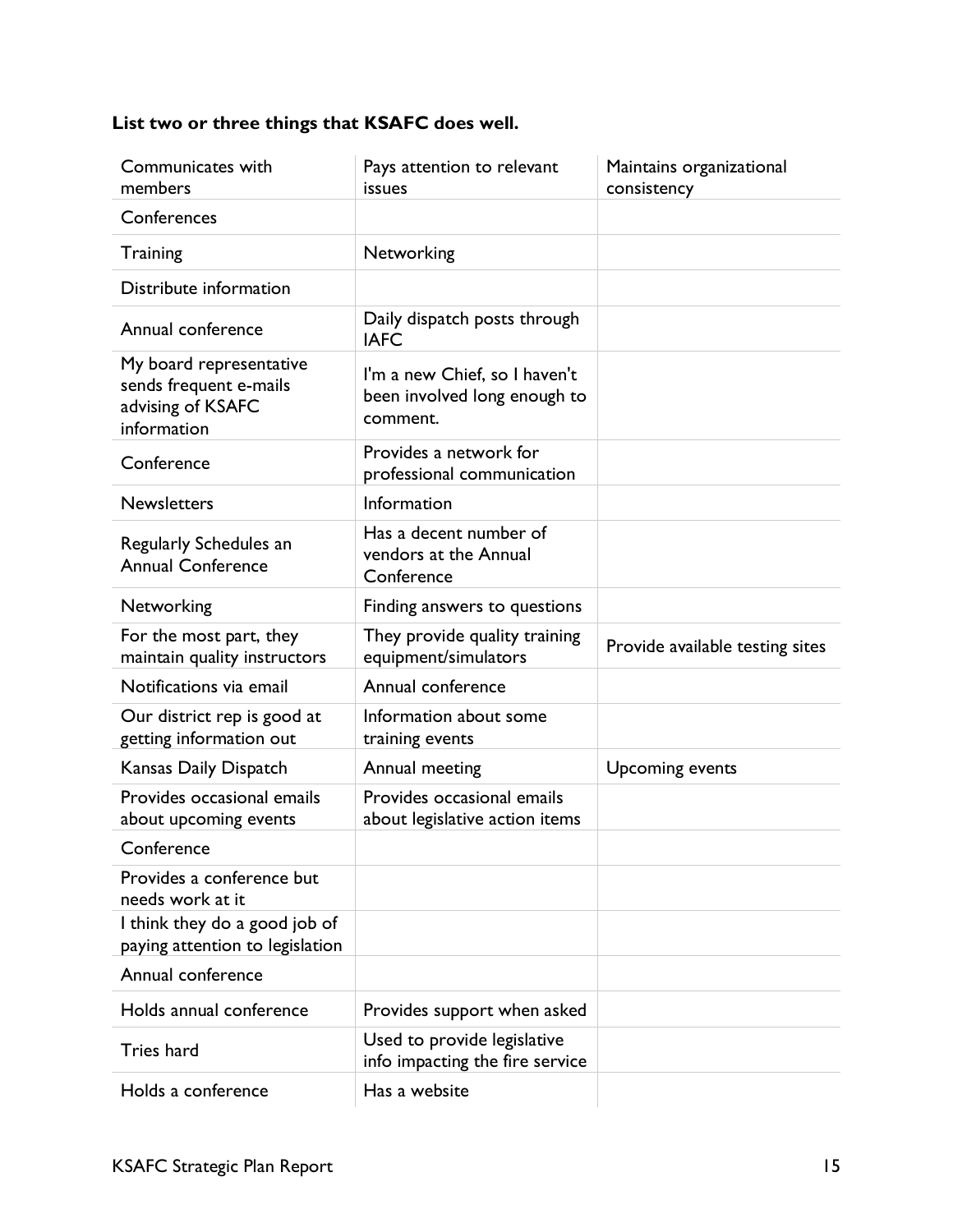**List two or three things that KSAFC does well.**

| | | |
|---|---|---|
| Communicates with members | Pays attention to relevant issues | Maintains organizational consistency |
| Conferences | | |
| Training | Networking | |
| Distribute information | | |
| Annual conference | Daily dispatch posts through IAFC | |
| My board representative sends frequent e-mails advising of KSAFC information | I'm a new Chief, so I haven't been involved long enough to comment. | |
| Conference | Provides a network for professional communication | |
| Newsletters | Information | |
| Regularly Schedules an Annual Conference | Has a decent number of vendors at the Annual Conference | |
| Networking | Finding answers to questions | |
| For the most part, they maintain quality instructors | They provide quality training equipment/simulators | Provide available testing sites |
| Notifications via email | Annual conference | |
| Our district rep is good at getting information out | Information about some training events | |
| Kansas Daily Dispatch | Annual meeting | Upcoming events |
| Provides occasional emails about upcoming events | Provides occasional emails about legislative action items | |
| Conference | | |
| Provides a conference but needs work at it | | |
| I think they do a good job of paying attention to legislation | | |
| Annual conference | | |
| Holds annual conference | Provides support when asked | |
| Tries hard | Used to provide legislative info impacting the fire service | |
| Holds a conference | Has a website | |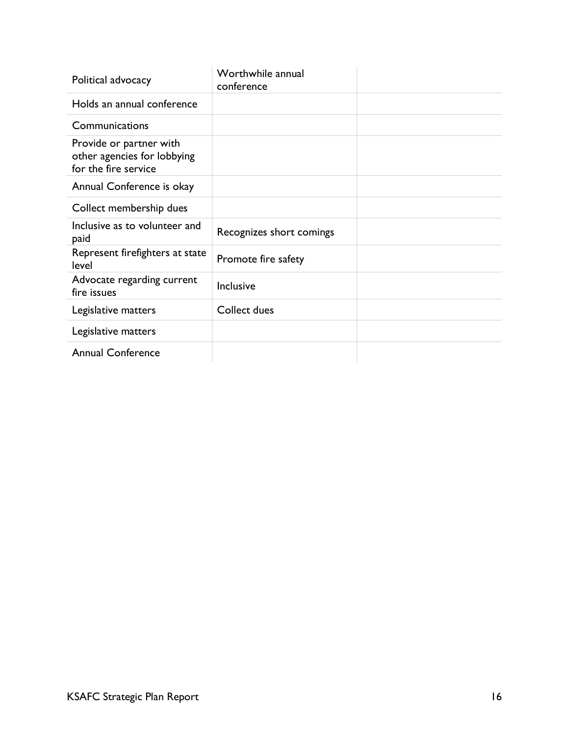| | | |
|---|---|---|
| Political advocacy | Worthwhile annual conference | |
| Holds an annual conference | | |
| Communications | | |
| Provide or partner with other agencies for lobbying for the fire service | | |
| Annual Conference is okay | | |
| Collect membership dues | | |
| Inclusive as to volunteer and paid | Recognizes short comings | |
| Represent firefighters at state level | Promote fire safety | |
| Advocate regarding current fire issues | Inclusive | |
| Legislative matters | Collect dues | |
| Legislative matters | | |
| Annual Conference | | |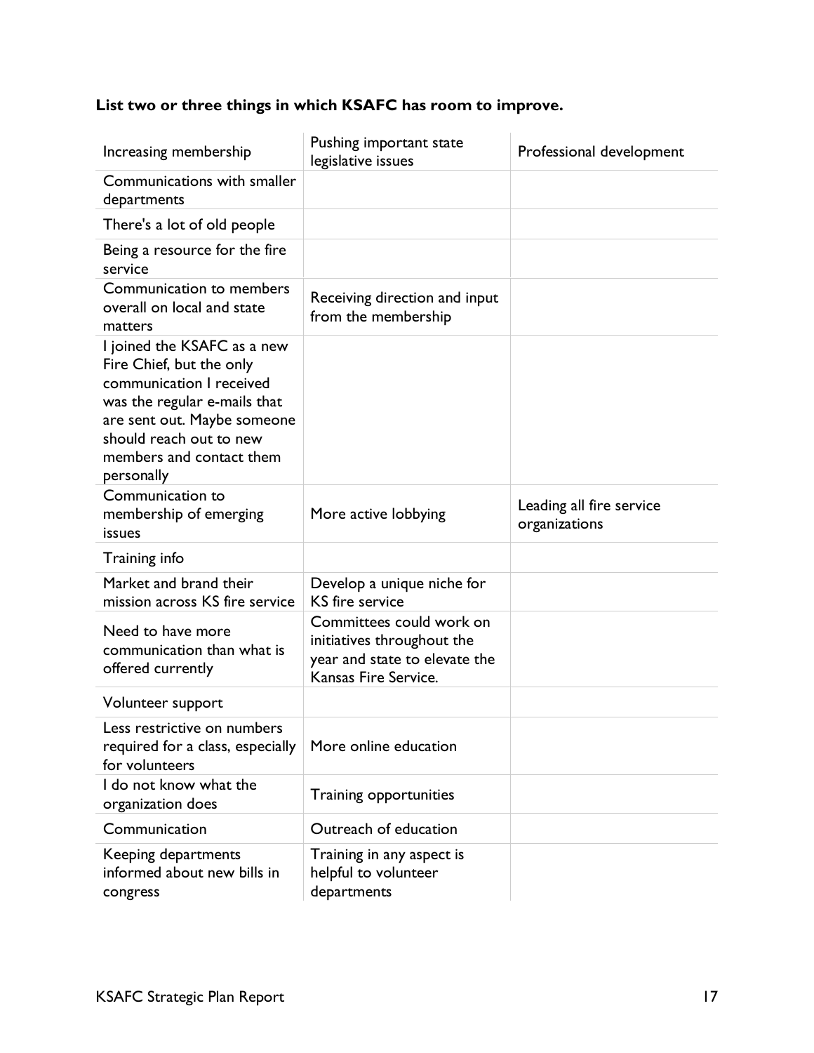**List two or three things in which KSAFC has room to improve.**

| | | |
|---|---|---|
| Increasing membership | Pushing important state legislative issues | Professional development |
| Communications with smaller departments | | |
| There's a lot of old people | | |
| Being a resource for the fire service | | |
| Communication to members overall on local and state matters | Receiving direction and input from the membership | |
| I joined the KSAFC as a new Fire Chief, but the only communication I received was the regular e-mails that are sent out. Maybe someone should reach out to new members and contact them personally | | |
| Communication to membership of emerging issues | More active lobbying | Leading all fire service organizations |
| Training info | | |
| Market and brand their mission across KS fire service | Develop a unique niche for KS fire service | |
| Need to have more communication than what is offered currently | Committees could work on initiatives throughout the year and state to elevate the Kansas Fire Service. | |
| Volunteer support | | |
| Less restrictive on numbers required for a class, especially for volunteers | More online education | |
| I do not know what the organization does | Training opportunities | |
| Communication | Outreach of education | |
| Keeping departments informed about new bills in congress | Training in any aspect is helpful to volunteer departments | |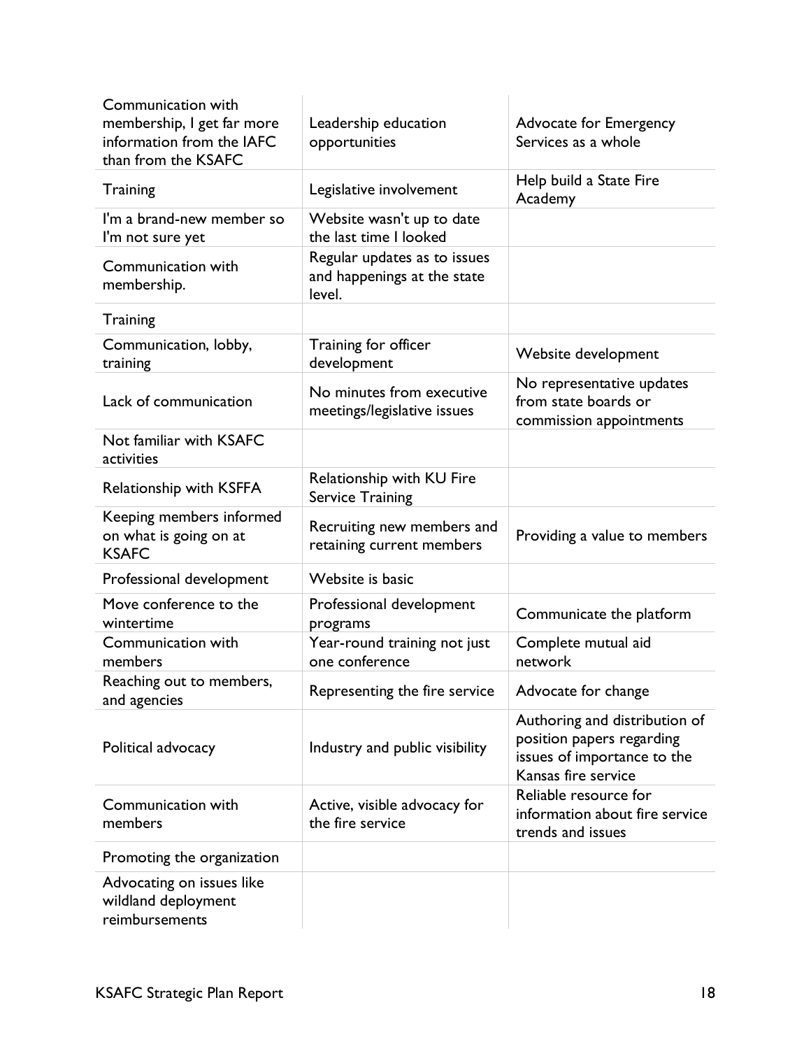| | | |
|---|---|---|
| Communication with membership, I get far more information from the IAFC than from the KSAFC | Leadership education opportunities | Advocate for Emergency Services as a whole |
| Training | Legislative involvement | Help build a State Fire Academy |
| I'm a brand-new member so I'm not sure yet | Website wasn't up to date the last time I looked | |
| Communication with membership. | Regular updates as to issues and happenings at the state level. | |
| Training | | |
| Communication, lobby, training | Training for officer development | Website development |
| Lack of communication | No minutes from executive meetings/legislative issues | No representative updates from state boards or commission appointments |
| Not familiar with KSAFC activities | | |
| Relationship with KSFFA | Relationship with KU Fire Service Training | |
| Keeping members informed on what is going on at KSAFC | Recruiting new members and retaining current members | Providing a value to members |
| Professional development | Website is basic | |
| Move conference to the wintertime | Professional development programs | Communicate the platform |
| Communication with members | Year-round training not just one conference | Complete mutual aid network |
| Reaching out to members, and agencies | Representing the fire service | Advocate for change |
| Political advocacy | Industry and public visibility | Authoring and distribution of position papers regarding issues of importance to the Kansas fire service |
| Communication with members | Active, visible advocacy for the fire service | Reliable resource for information about fire service trends and issues |
| Promoting the organization | | |
| Advocating on issues like wildland deployment reimbursements | | |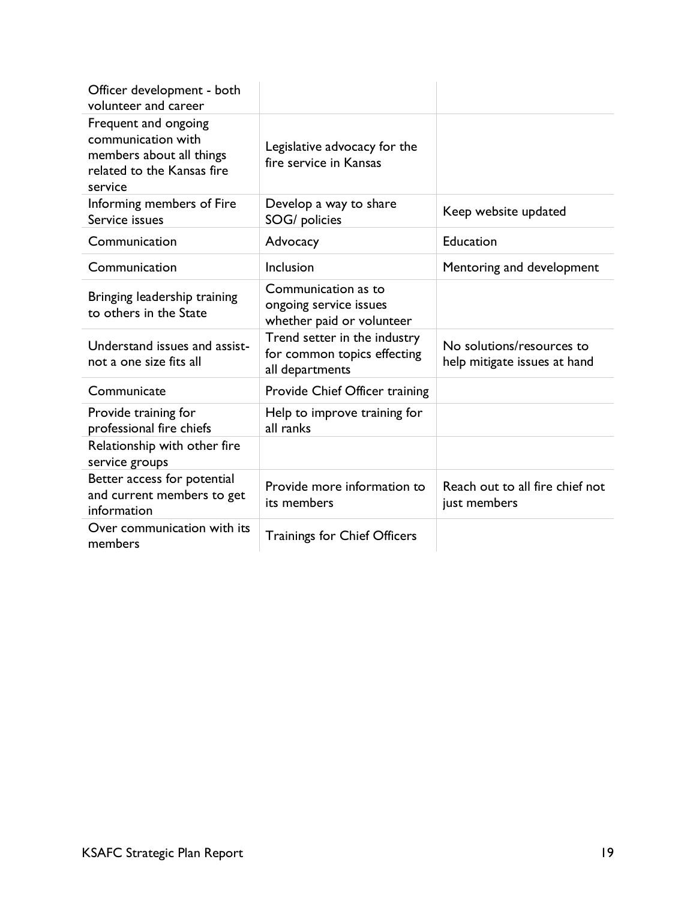| | | |
|---|---|---|
| Officer development - both volunteer and career | | |
| Frequent and ongoing communication with members about all things related to the Kansas fire service | Legislative advocacy for the fire service in Kansas | |
| Informing members of Fire Service issues | Develop a way to share SOG/ policies | Keep website updated |
| Communication | Advocacy | Education |
| Communication | Inclusion | Mentoring and development |
| Bringing leadership training to others in the State | Communication as to ongoing service issues whether paid or volunteer | |
| Understand issues and assist- not a one size fits all | Trend setter in the industry for common topics effecting all departments | No solutions/resources to help mitigate issues at hand |
| Communicate | Provide Chief Officer training | |
| Provide training for professional fire chiefs | Help to improve training for all ranks | |
| Relationship with other fire service groups | | |
| Better access for potential and current members to get information | Provide more information to its members | Reach out to all fire chief not just members |
| Over communication with its members | Trainings for Chief Officers | |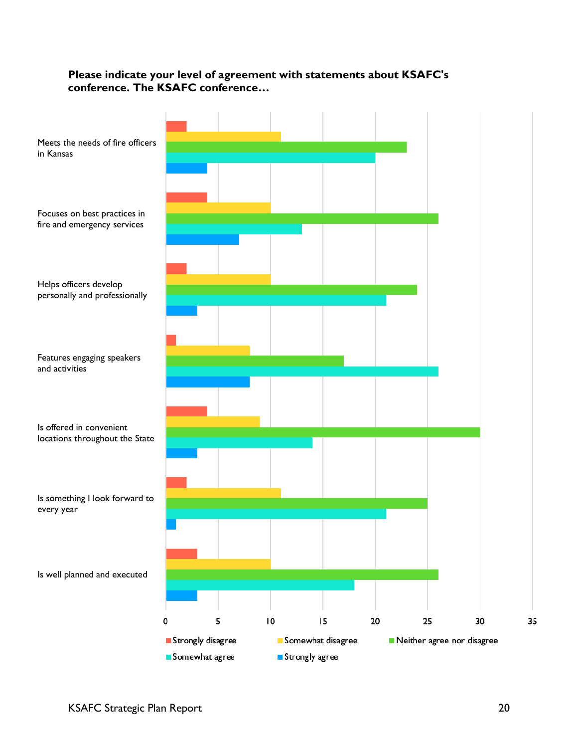**Please indicate your level of agreement with statements about KSAFC's conference. The KSAFC conference…**

| Statement | Strongly disagree | Somewhat disagree | Neither agree nor disagree | Somewhat agree | Strongly agree |
|---|---|---|---|---|---|
| Meets the needs of fire officers in Kansas | 2 | 11 | 23 | 20 | 4 |
| Focuses on best practices in fire and emergency services | 4 | 10 | 26 | 13 | 7 |
| Helps officers develop personally and professionally | 2 | 10 | 24 | 21 | 3 |
| Features engaging speakers and activities | 1 | 8 | 17 | 26 | 8 |
| Is offered in convenient locations throughout the State | 4 | 9 | 30 | 14 | 3 |
| Is something I look forward to every year | 2 | 11 | 25 | 21 | 1 |
| Is well planned and executed | 3 | 10 | 26 | 18 | 3 |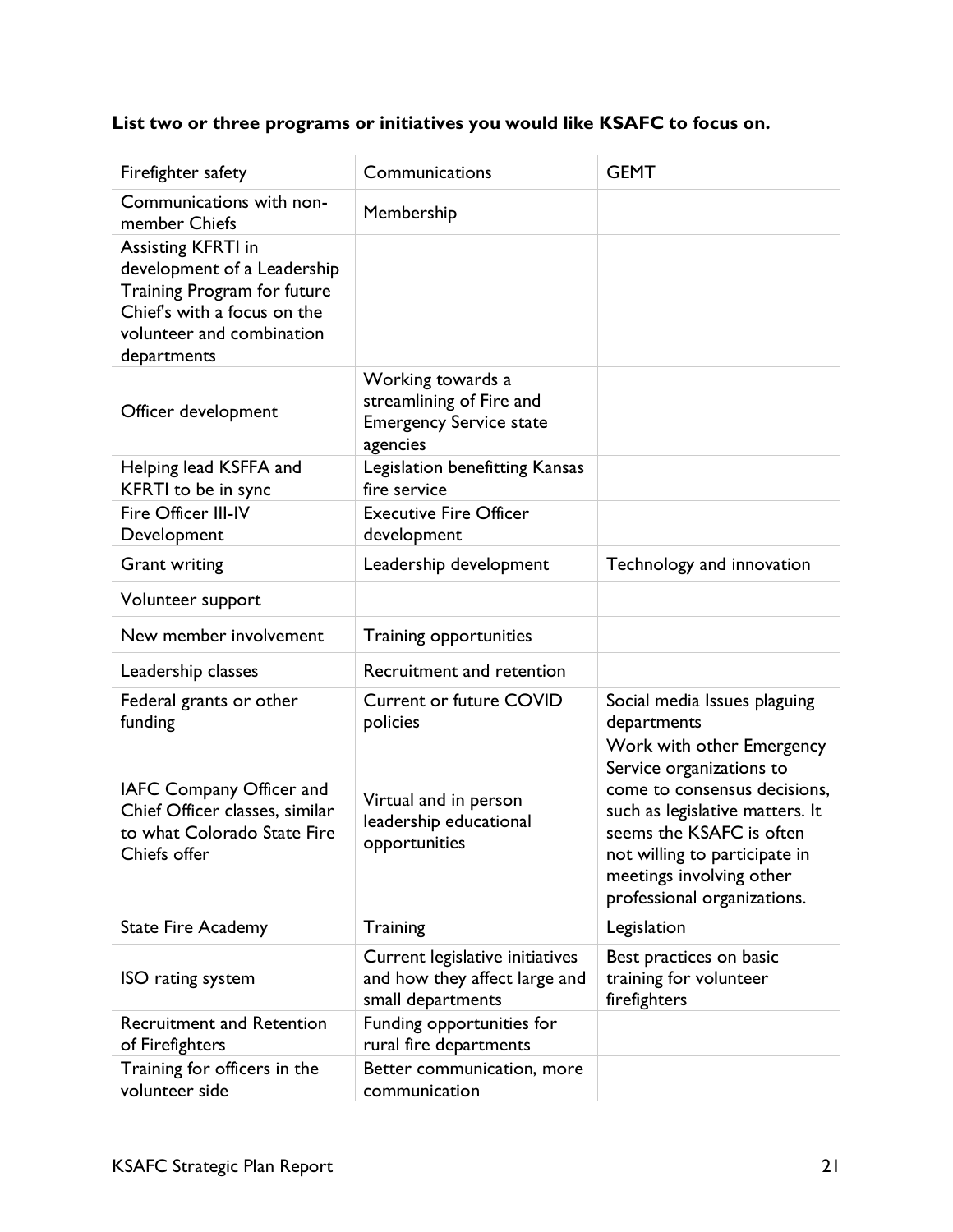**List two or three programs or initiatives you would like KSAFC to focus on.**

| | | |
|---|---|---|
| Firefighter safety | Communications | GEMT |
| Communications with non-member Chiefs | Membership | |
| Assisting KFRTI in development of a Leadership Training Program for future Chief's with a focus on the volunteer and combination departments | | |
| Officer development | Working towards a streamlining of Fire and Emergency Service state agencies | |
| Helping lead KSFFA and KFRTI to be in sync | Legislation benefitting Kansas fire service | |
| Fire Officer III-IV Development | Executive Fire Officer development | |
| Grant writing | Leadership development | Technology and innovation |
| Volunteer support | | |
| New member involvement | Training opportunities | |
| Leadership classes | Recruitment and retention | |
| Federal grants or other funding | Current or future COVID policies | Social media Issues plaguing departments |
| IAFC Company Officer and Chief Officer classes, similar to what Colorado State Fire Chiefs offer | Virtual and in person leadership educational opportunities | Work with other Emergency Service organizations to come to consensus decisions, such as legislative matters. It seems the KSAFC is often not willing to participate in meetings involving other professional organizations. |
| State Fire Academy | Training | Legislation |
| ISO rating system | Current legislative initiatives and how they affect large and small departments | Best practices on basic training for volunteer firefighters |
| Recruitment and Retention of Firefighters | Funding opportunities for rural fire departments | |
| Training for officers in the volunteer side | Better communication, more communication | |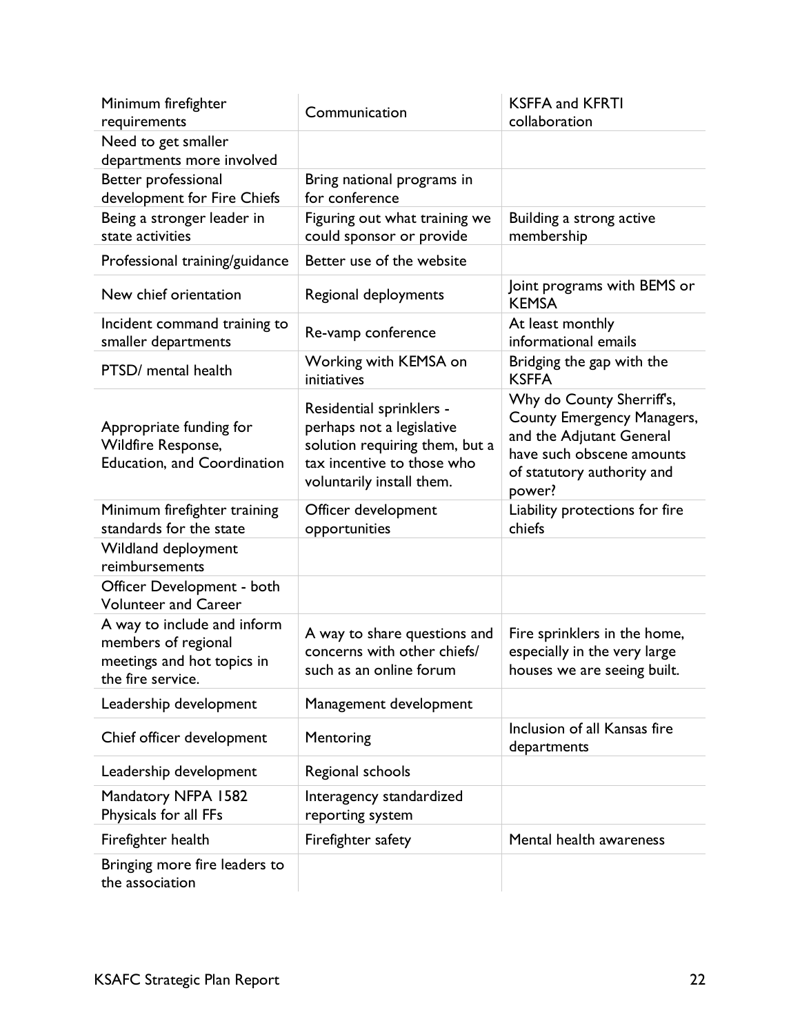| | | |
|---|---|---|
| Minimum firefighter requirements | Communication | KSFFA and KFRTI collaboration |
| Need to get smaller departments more involved | | |
| Better professional development for Fire Chiefs | Bring national programs in for conference | |
| Being a stronger leader in state activities | Figuring out what training we could sponsor or provide | Building a strong active membership |
| Professional training/guidance | Better use of the website | |
| New chief orientation | Regional deployments | Joint programs with BEMS or KEMSA |
| Incident command training to smaller departments | Re-vamp conference | At least monthly informational emails |
| PTSD/ mental health | Working with KEMSA on initiatives | Bridging the gap with the KSFFA |
| Appropriate funding for Wildfire Response, Education, and Coordination | Residential sprinklers - perhaps not a legislative solution requiring them, but a tax incentive to those who voluntarily install them. | Why do County Sherriff's, County Emergency Managers, and the Adjutant General have such obscene amounts of statutory authority and power? |
| Minimum firefighter training standards for the state | Officer development opportunities | Liability protections for fire chiefs |
| Wildland deployment reimbursements | | |
| Officer Development - both Volunteer and Career | | |
| A way to include and inform members of regional meetings and hot topics in the fire service. | A way to share questions and concerns with other chiefs/ such as an online forum | Fire sprinklers in the home, especially in the very large houses we are seeing built. |
| Leadership development | Management development | |
| Chief officer development | Mentoring | Inclusion of all Kansas fire departments |
| Leadership development | Regional schools | |
| Mandatory NFPA 1582 Physicals for all FFs | Interagency standardized reporting system | |
| Firefighter health | Firefighter safety | Mental health awareness |
| Bringing more fire leaders to the association | | |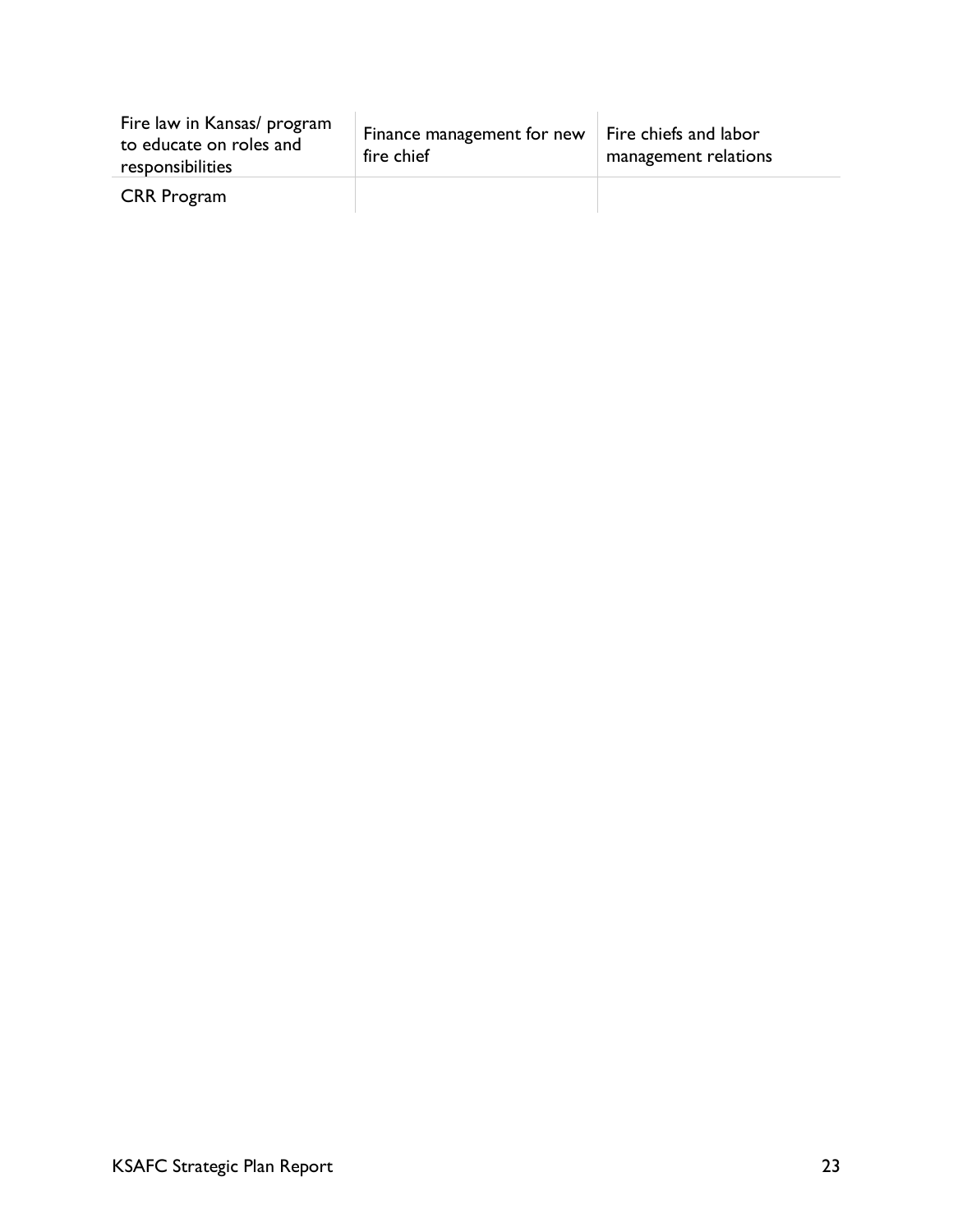| Fire law in Kansas/ program to educate on roles and responsibilities | Finance management for new fire chief | Fire chiefs and labor management relations |
|---|---|---|
| CRR Program | | |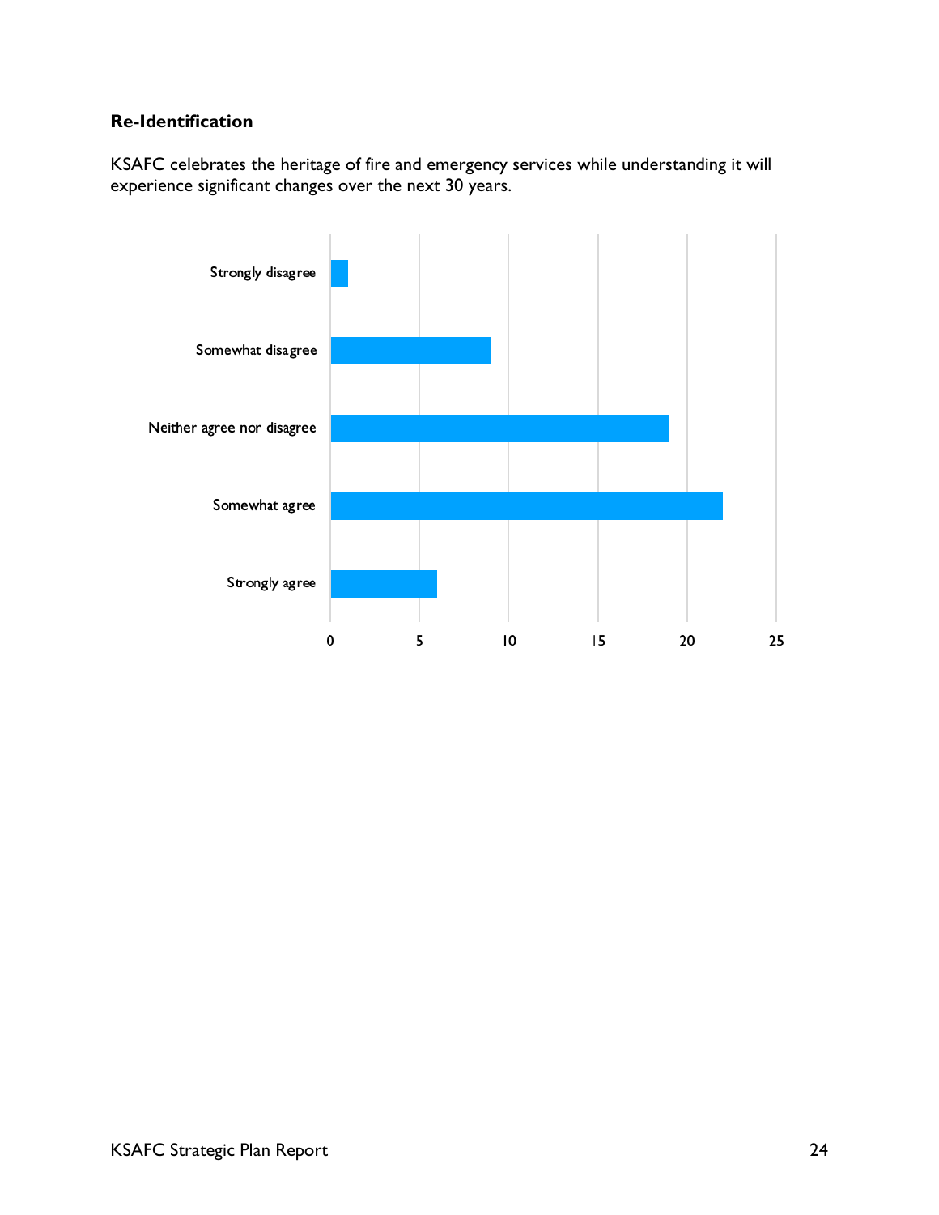### Re-Identification

KSAFC celebrates the heritage of fire and emergency services while understanding it will experience significant changes over the next 30 years.

| Response | Count |
| --- | --- |
| Strongly disagree | 1 |
| Somewhat disagree | 9 |
| Neither agree nor disagree | 19 |
| Somewhat agree | 22 |
| Strongly agree | 6 |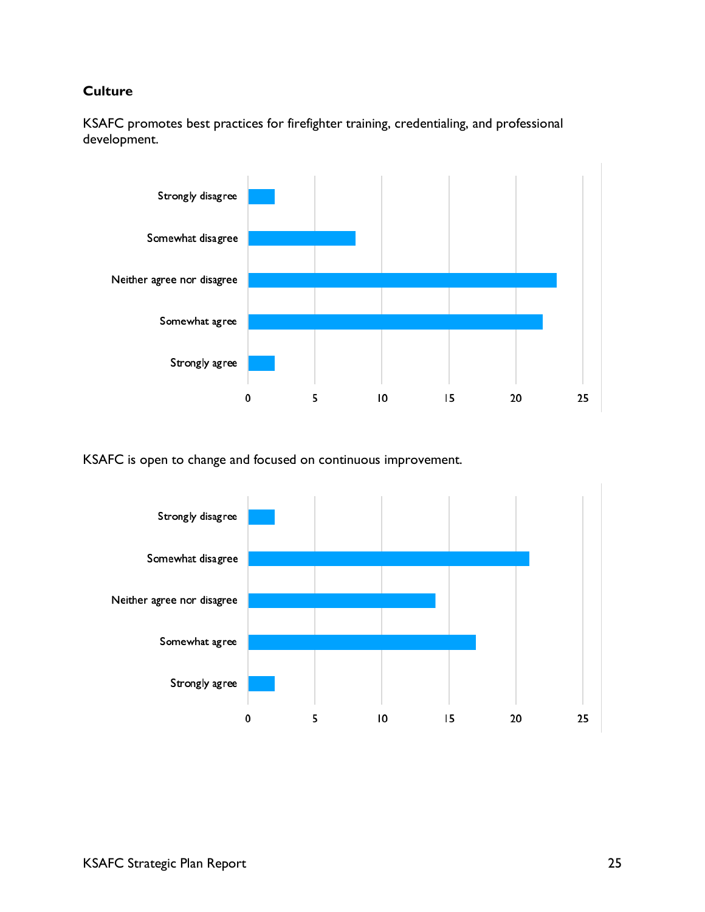## Culture

KSAFC promotes best practices for firefighter training, credentialing, and professional development.

| Response | Count |
| --- | --- |
| Strongly disagree | 2 |
| Somewhat disagree | 8 |
| Neither agree nor disagree | 23 |
| Somewhat agree | 22 |
| Strongly agree | 2 |

KSAFC is open to change and focused on continuous improvement.

| Response | Count |
| --- | --- |
| Strongly disagree | 2 |
| Somewhat disagree | 21 |
| Neither agree nor disagree | 14 |
| Somewhat agree | 17 |
| Strongly agree | 2 |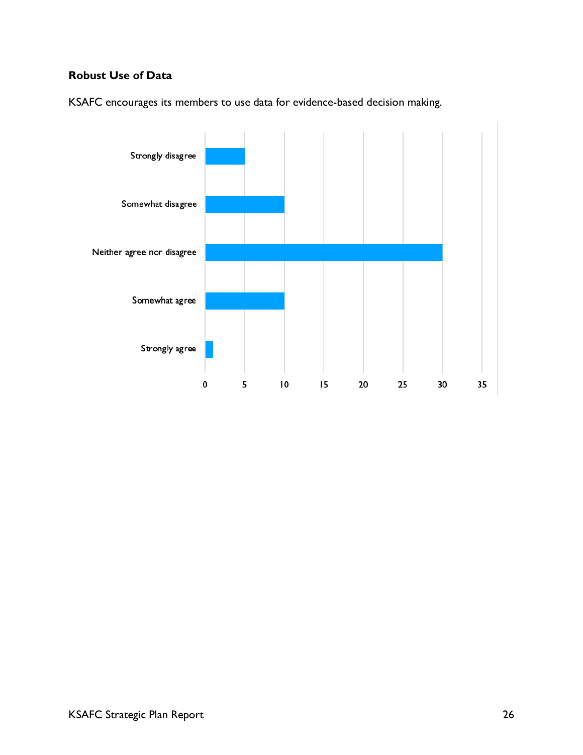### Robust Use of Data

KSAFC encourages its members to use data for evidence-based decision making.

| Response | Count |
| --- | --- |
| Strongly disagree | 5 |
| Somewhat disagree | 10 |
| Neither agree nor disagree | 30 |
| Somewhat agree | 10 |
| Strongly agree | 1 |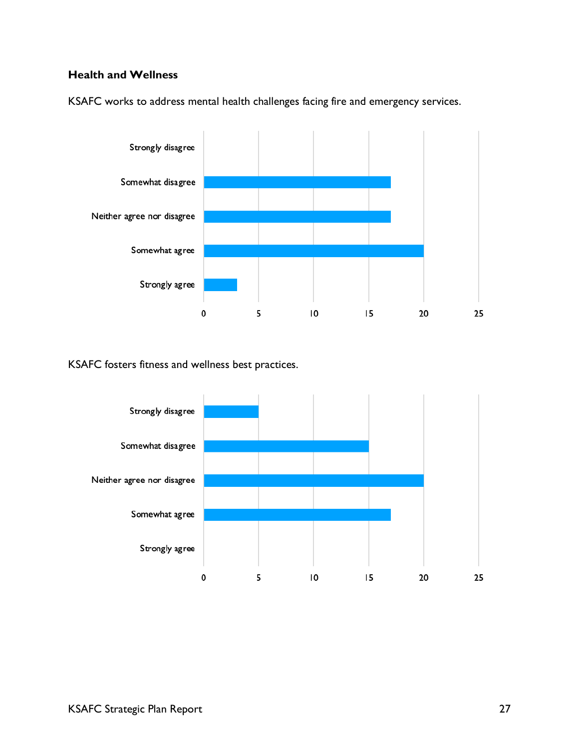### Health and Wellness

KSAFC works to address mental health challenges facing fire and emergency services.

| Response | Count |
| --- | --- |
| Strongly disagree | 0 |
| Somewhat disagree | 17 |
| Neither agree nor disagree | 17 |
| Somewhat agree | 20 |
| Strongly agree | 3 |

KSAFC fosters fitness and wellness best practices.

| Response | Count |
| --- | --- |
| Strongly disagree | 5 |
| Somewhat disagree | 15 |
| Neither agree nor disagree | 20 |
| Somewhat agree | 17 |
| Strongly agree | 0 |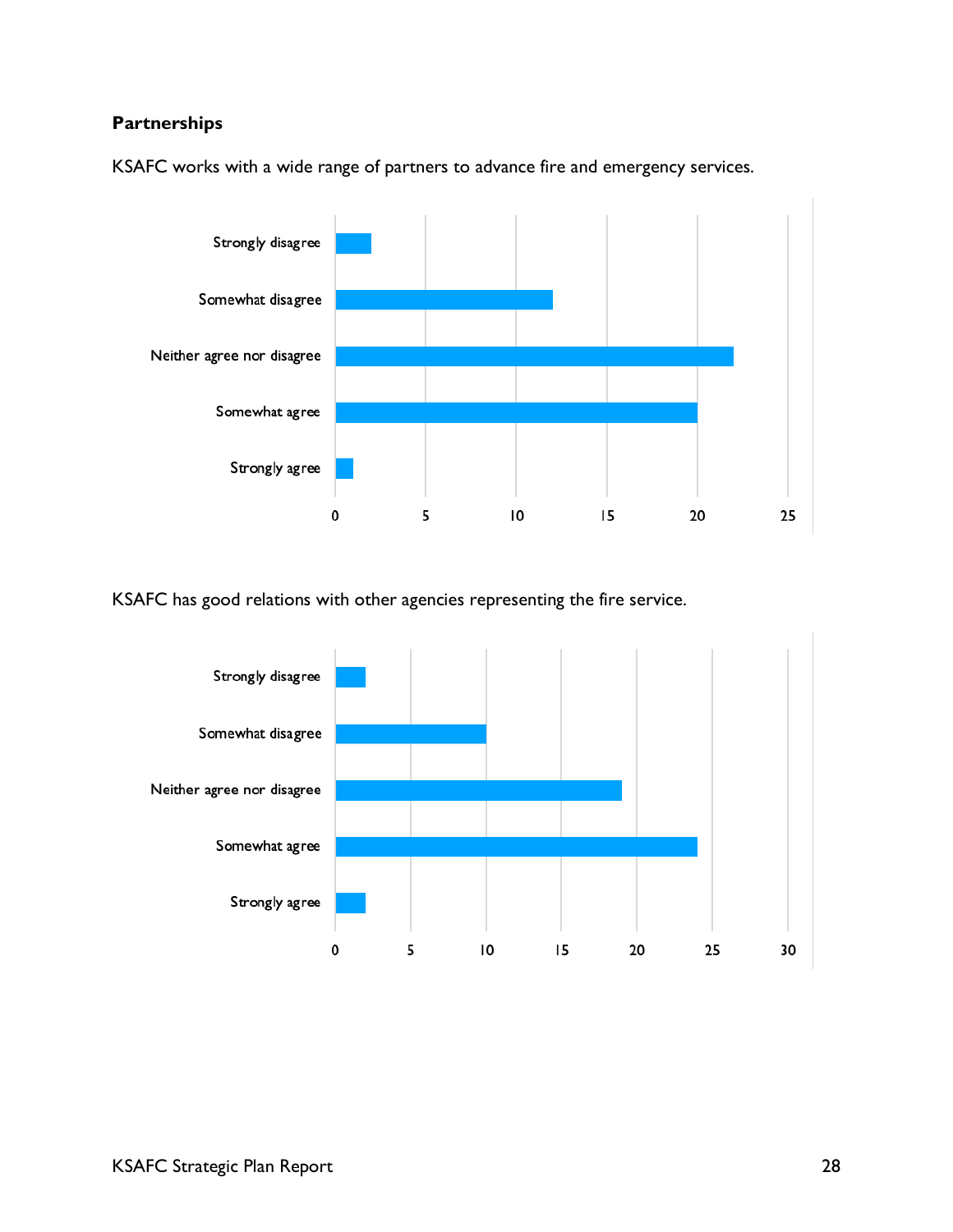**Partnerships**

KSAFC works with a wide range of partners to advance fire and emergency services.

| Response | Count |
|---|---|
| Strongly disagree | 2 |
| Somewhat disagree | 12 |
| Neither agree nor disagree | 22 |
| Somewhat agree | 20 |
| Strongly agree | 1 |

KSAFC has good relations with other agencies representing the fire service.

| Response | Count |
|---|---|
| Strongly disagree | 2 |
| Somewhat disagree | 10 |
| Neither agree nor disagree | 19 |
| Somewhat agree | 24 |
| Strongly agree | 2 |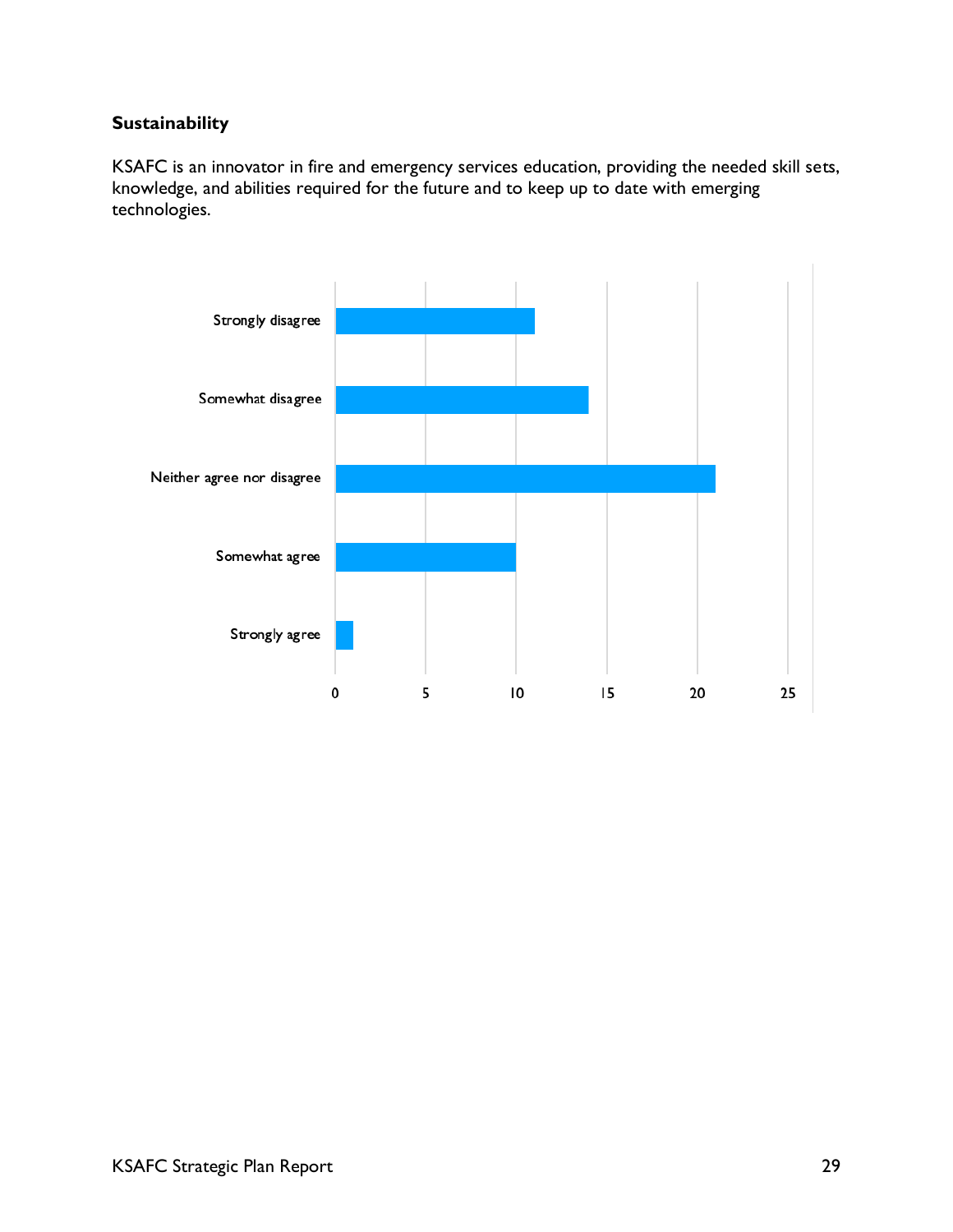**Sustainability**

KSAFC is an innovator in fire and emergency services education, providing the needed skill sets, knowledge, and abilities required for the future and to keep up to date with emerging technologies.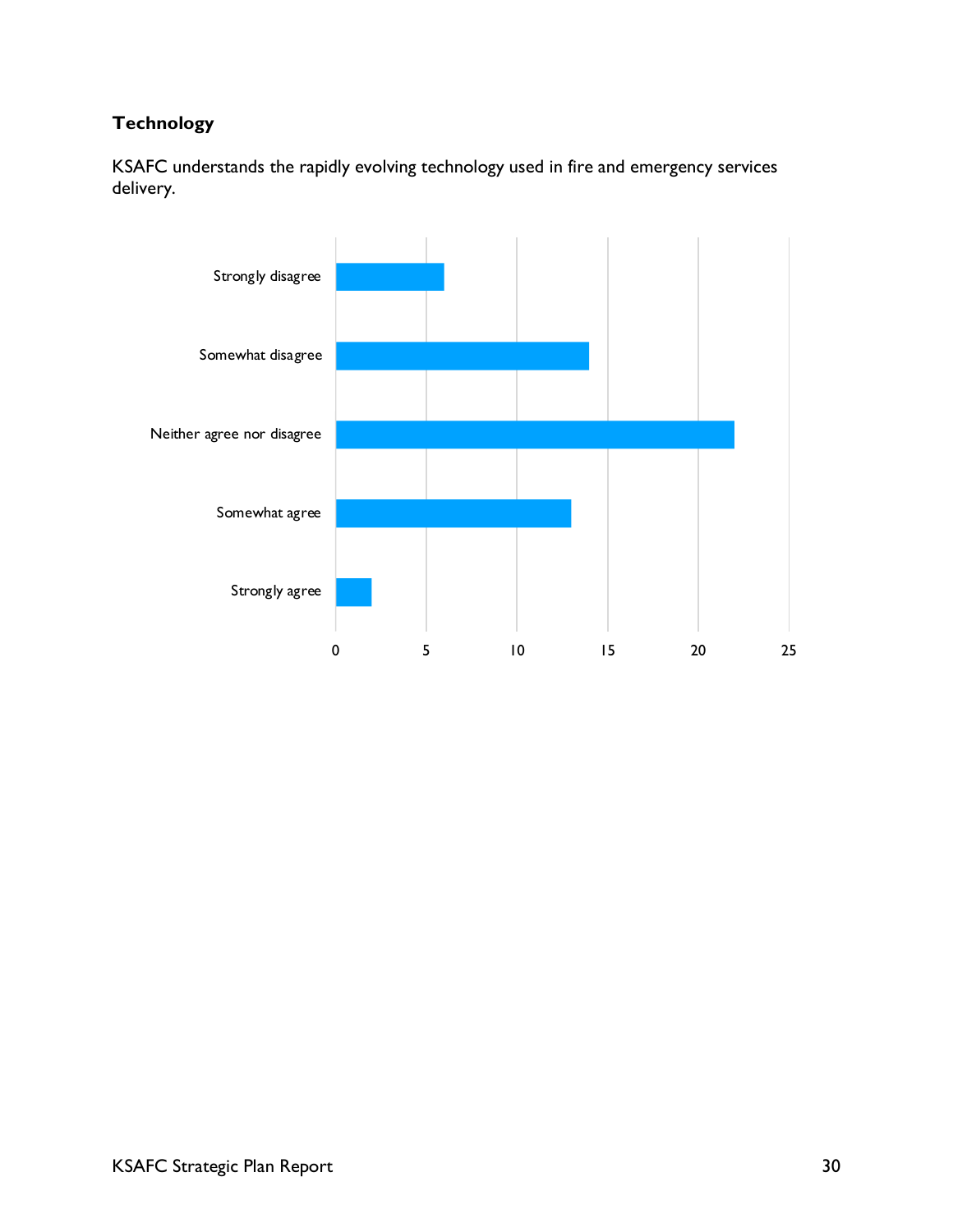### Technology

KSAFC understands the rapidly evolving technology used in fire and emergency services delivery.

| Response | Count |
|---|---|
| Strongly disagree | 6 |
| Somewhat disagree | 14 |
| Neither agree nor disagree | 22 |
| Somewhat agree | 13 |
| Strongly agree | 2 |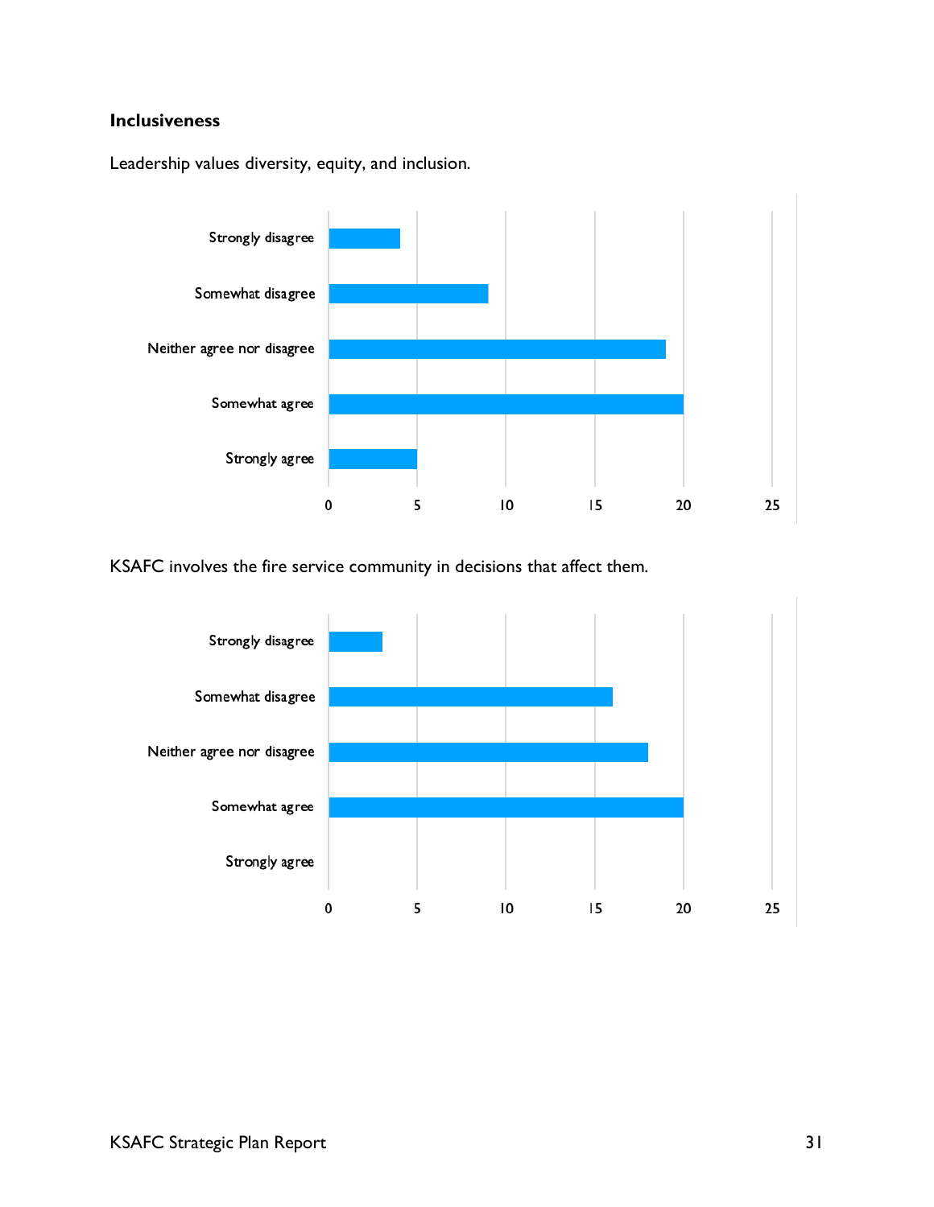### Inclusiveness

Leadership values diversity, equity, and inclusion.

| Response | Count |
|---|---|
| Strongly disagree | 4 |
| Somewhat disagree | 9 |
| Neither agree nor disagree | 19 |
| Somewhat agree | 20 |
| Strongly agree | 5 |

KSAFC involves the fire service community in decisions that affect them.

| Response | Count |
|---|---|
| Strongly disagree | 3 |
| Somewhat disagree | 16 |
| Neither agree nor disagree | 18 |
| Somewhat agree | 20 |
| Strongly agree | 0 |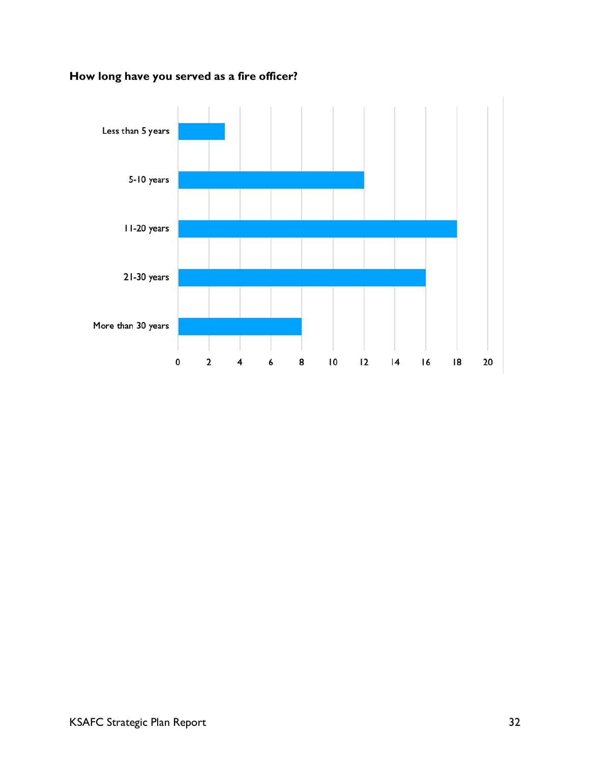**How long have you served as a fire officer?**

| Response | Count |
| --- | --- |
| Less than 5 years | 3 |
| 5-10 years | 12 |
| 11-20 years | 18 |
| 21-30 years | 16 |
| More than 30 years | 8 |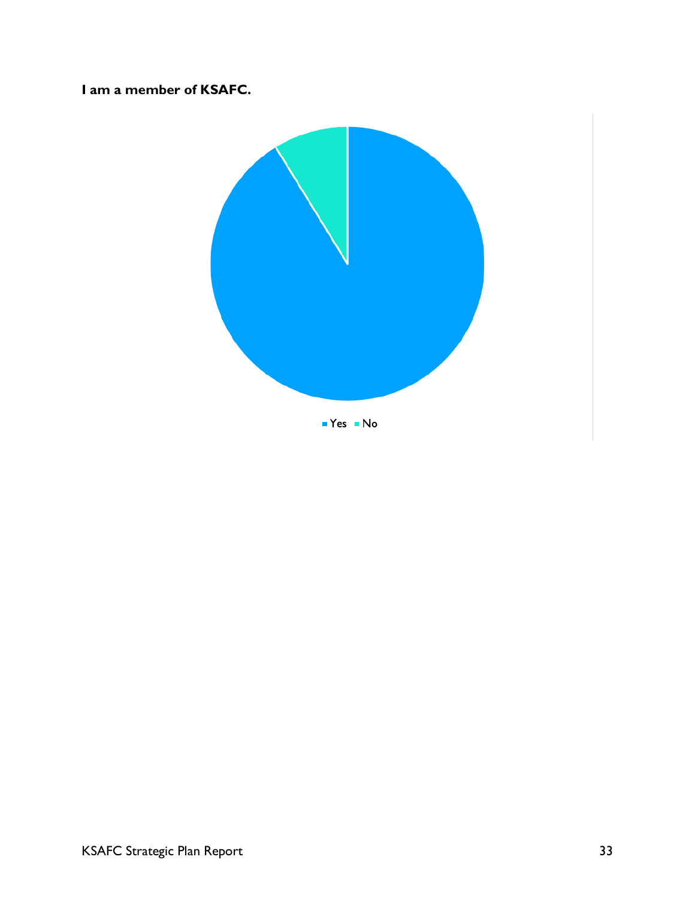**I am a member of KSAFC.**

Yes   No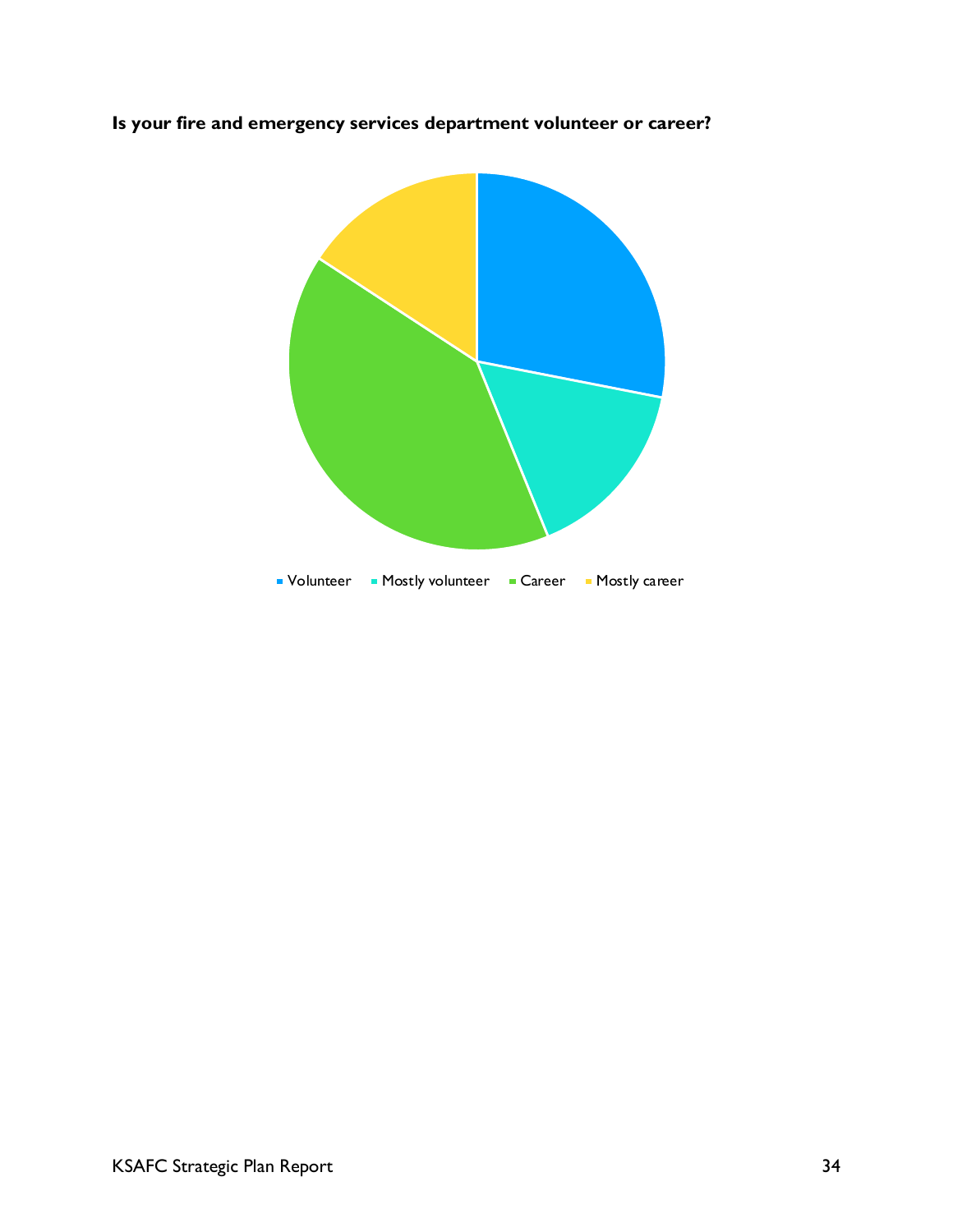**Is your fire and emergency services department volunteer or career?**

Volunteer · Mostly volunteer · Career · Mostly career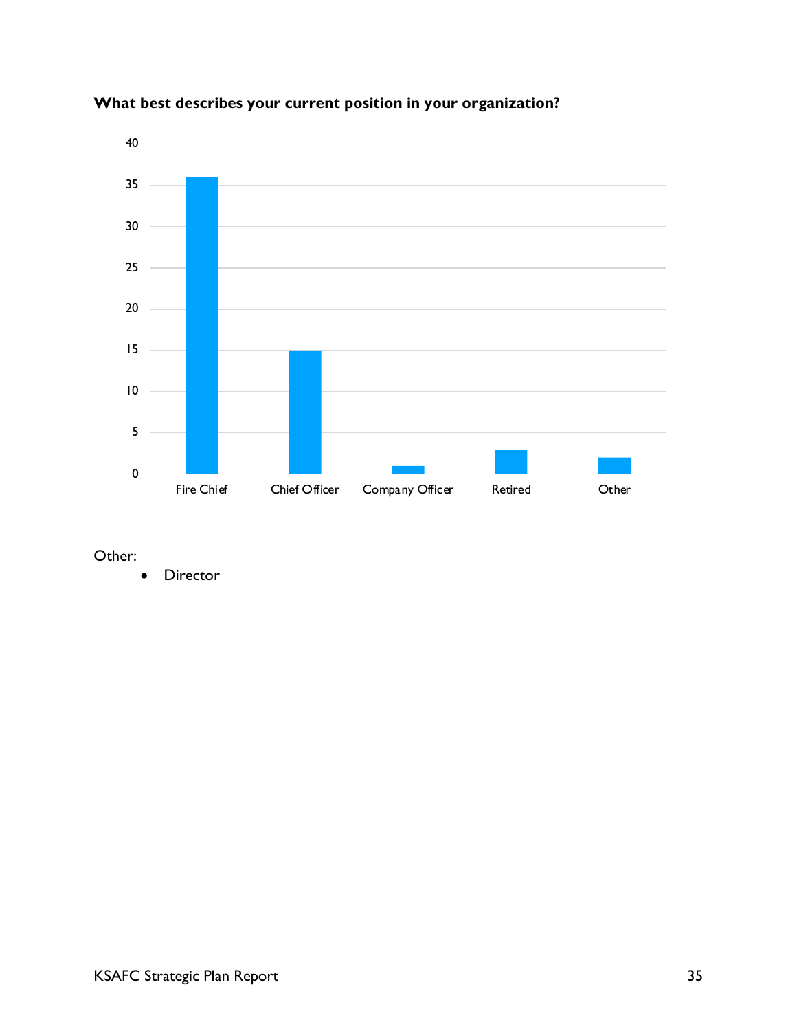**What best describes your current position in your organization?**

| Position | Count |
|---|---|
| Fire Chief | 36 |
| Chief Officer | 15 |
| Company Officer | 1 |
| Retired | 3 |
| Other | 2 |

Other:

- Director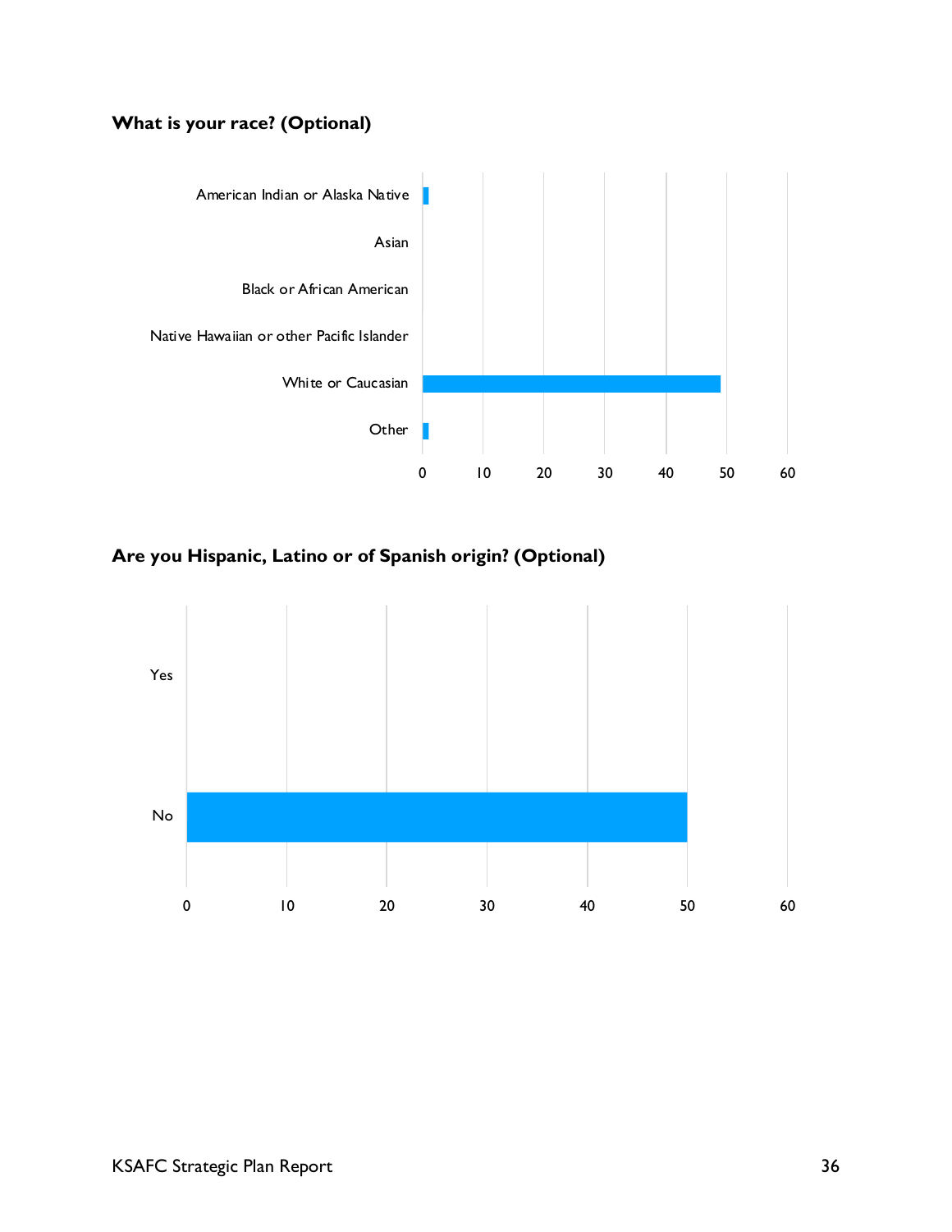**What is your race? (Optional)**

| Race | Responses |
|---|---|
| American Indian or Alaska Native | 1 |
| Asian | 0 |
| Black or African American | 0 |
| Native Hawaiian or other Pacific Islander | 0 |
| White or Caucasian | 49 |
| Other | 1 |

**Are you Hispanic, Latino or of Spanish origin? (Optional)**

| Response | Count |
|---|---|
| Yes | 0 |
| No | 50 |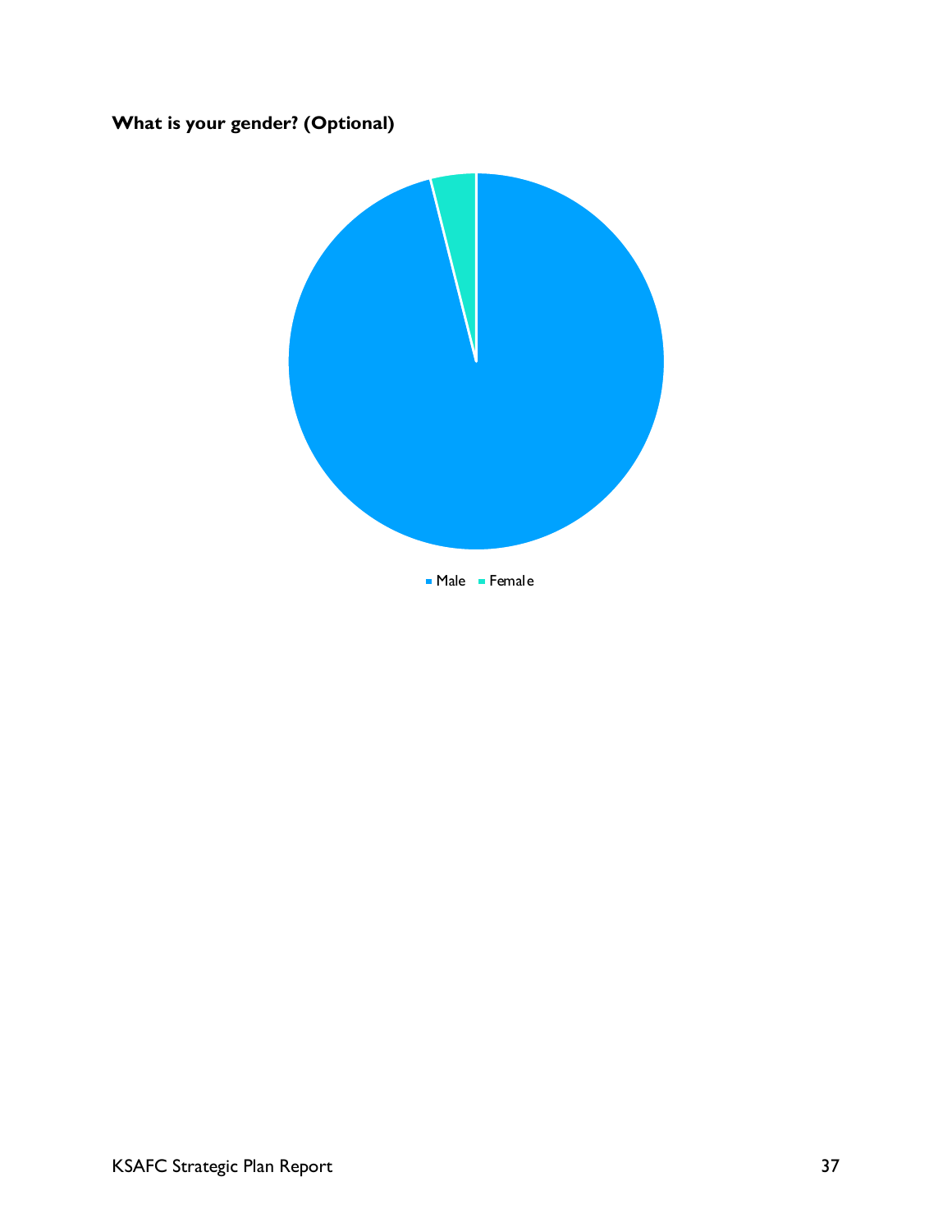**What is your gender? (Optional)**

Male Female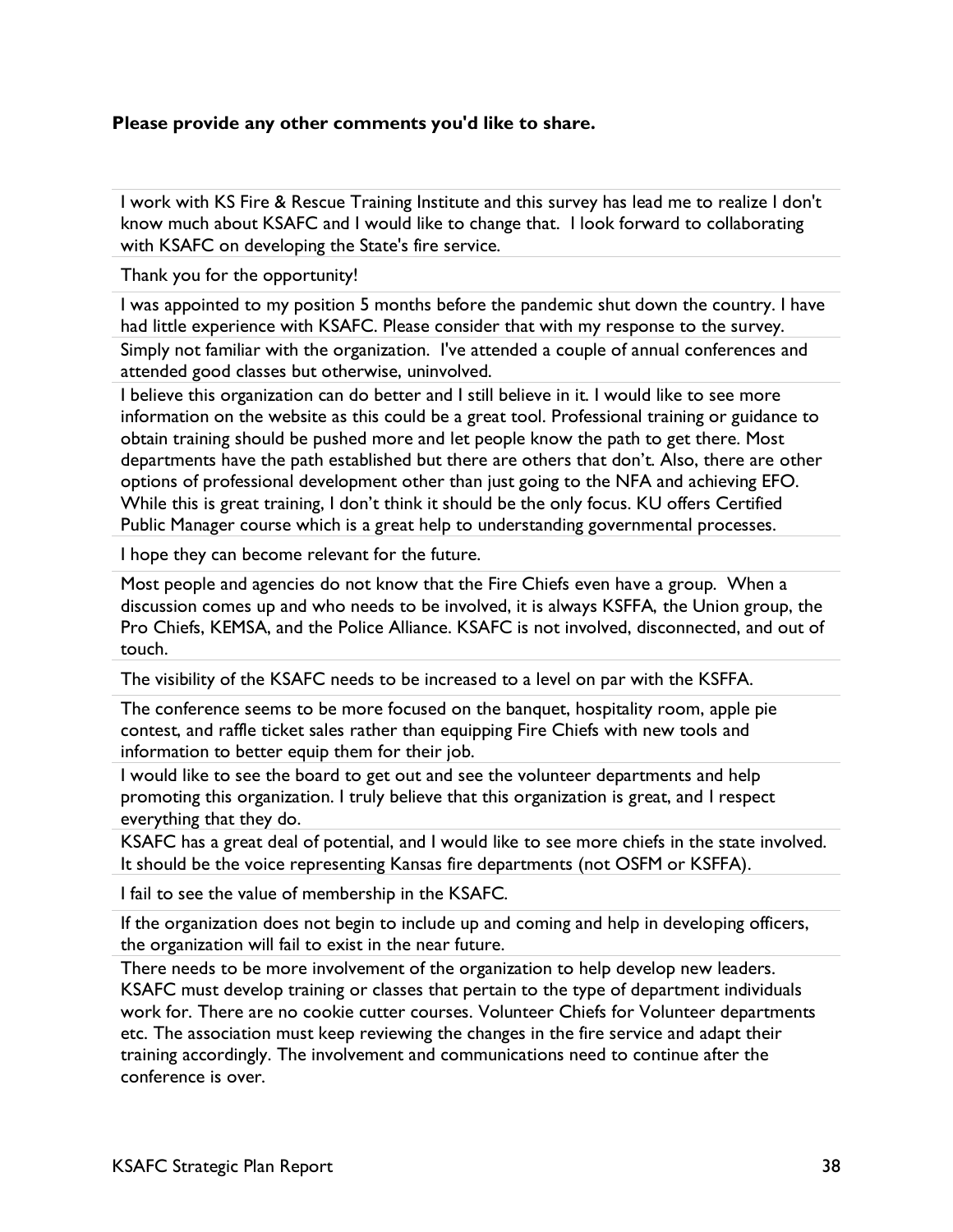**Please provide any other comments you'd like to share.**

| |
|---|
| I work with KS Fire & Rescue Training Institute and this survey has lead me to realize I don't know much about KSAFC and I would like to change that. I look forward to collaborating with KSAFC on developing the State's fire service. |
| Thank you for the opportunity! |
| I was appointed to my position 5 months before the pandemic shut down the country. I have had little experience with KSAFC. Please consider that with my response to the survey. |
| Simply not familiar with the organization. I've attended a couple of annual conferences and attended good classes but otherwise, uninvolved. |
| I believe this organization can do better and I still believe in it. I would like to see more information on the website as this could be a great tool. Professional training or guidance to obtain training should be pushed more and let people know the path to get there. Most departments have the path established but there are others that don't. Also, there are other options of professional development other than just going to the NFA and achieving EFO. While this is great training, I don't think it should be the only focus. KU offers Certified Public Manager course which is a great help to understanding governmental processes. |
| I hope they can become relevant for the future. |
| Most people and agencies do not know that the Fire Chiefs even have a group. When a discussion comes up and who needs to be involved, it is always KSFFA, the Union group, the Pro Chiefs, KEMSA, and the Police Alliance. KSAFC is not involved, disconnected, and out of touch. |
| The visibility of the KSAFC needs to be increased to a level on par with the KSFFA. |
| The conference seems to be more focused on the banquet, hospitality room, apple pie contest, and raffle ticket sales rather than equipping Fire Chiefs with new tools and information to better equip them for their job. |
| I would like to see the board to get out and see the volunteer departments and help promoting this organization. I truly believe that this organization is great, and I respect everything that they do. |
| KSAFC has a great deal of potential, and I would like to see more chiefs in the state involved. It should be the voice representing Kansas fire departments (not OSFM or KSFFA). |
| I fail to see the value of membership in the KSAFC. |
| If the organization does not begin to include up and coming and help in developing officers, the organization will fail to exist in the near future. |
| There needs to be more involvement of the organization to help develop new leaders. KSAFC must develop training or classes that pertain to the type of department individuals work for. There are no cookie cutter courses. Volunteer Chiefs for Volunteer departments etc. The association must keep reviewing the changes in the fire service and adapt their training accordingly. The involvement and communications need to continue after the conference is over. |